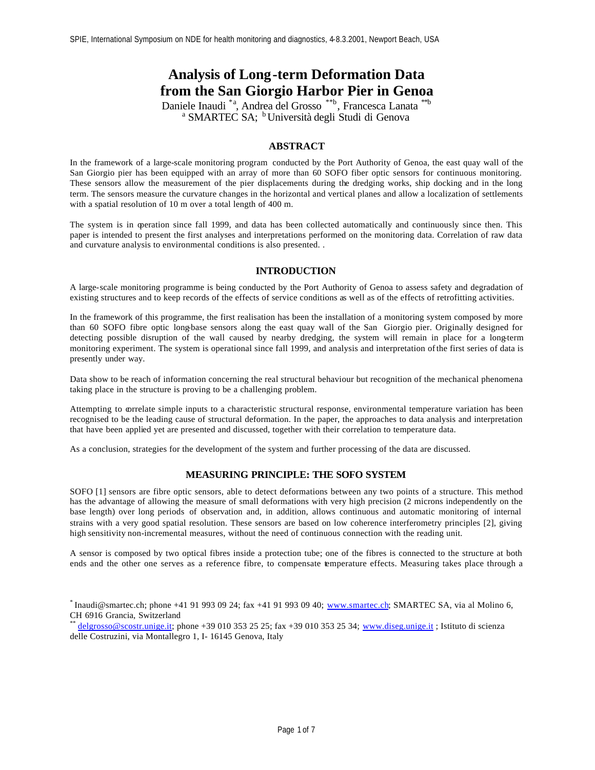# Analysis of Long-term Deformation Data from the San Giorgio Harbor Pier in Genoa

Daniele Inaudi [*a], Andrea del Grosso [**b], Francesca Lanata [**b]

[a] SMARTEC SA; [b] Università degli Studi di Genova

## ABSTRACT

In the framework of a large-scale monitoring program conducted by the Port Authority of Genoa, the east quay wall of the San Giorgio pier has been equipped with an array of more than 60 SOFO fiber optic sensors for continuous monitoring. These sensors allow the measurement of the pier displacements during the dredging works, ship docking and in the long term. The sensors measure the curvature changes in the horizontal and vertical planes and allow a localization of settlements with a spatial resolution of 10 m over a total length of 400 m.

The system is in operation since fall 1999, and data has been collected automatically and continuously since then. This paper is intended to present the first analyses and interpretations performed on the monitoring data. Correlation of raw data and curvature analysis to environmental conditions is also presented. .

## INTRODUCTION

A large-scale monitoring programme is being conducted by the Port Authority of Genoa to assess safety and degradation of existing structures and to keep records of the effects of service conditions as well as of the effects of retrofitting activities.

In the framework of this programme, the first realisation has been the installation of a monitoring system composed by more than 60 SOFO fibre optic long-base sensors along the east quay wall of the San Giorgio pier. Originally designed for detecting possible disruption of the wall caused by nearby dredging, the system will remain in place for a long-term monitoring experiment. The system is operational since fall 1999, and analysis and interpretation of the first series of data is presently under way.

Data show to be reach of information concerning the real structural behaviour but recognition of the mechanical phenomena taking place in the structure is proving to be a challenging problem.

Attempting to correlate simple inputs to a characteristic structural response, environmental temperature variation has been recognised to be the leading cause of structural deformation. In the paper, the approaches to data analysis and interpretation that have been applied yet are presented and discussed, together with their correlation to temperature data.

As a conclusion, strategies for the development of the system and further processing of the data are discussed.

## MEASURING PRINCIPLE: THE SOFO SYSTEM

SOFO [1] sensors are fibre optic sensors, able to detect deformations between any two points of a structure. This method has the advantage of allowing the measure of small deformations with very high precision (2 microns independently on the base length) over long periods of observation and, in addition, allows continuous and automatic monitoring of internal strains with a very good spatial resolution. These sensors are based on low coherence interferometry principles [2], giving high sensitivity non-incremental measures, without the need of continuous connection with the reading unit.

A sensor is composed by two optical fibres inside a protection tube; one of the fibres is connected to the structure at both ends and the other one serves as a reference fibre, to compensate temperature effects. Measuring takes place through a

---

[*] Inaudi@smartec.ch; phone +41 91 993 09 24; fax +41 91 993 09 40; www.smartec.ch; SMARTEC SA, via al Molino 6, CH 6916 Grancia, Switzerland

[**] delgrosso@scostr.unige.it; phone +39 010 353 25 25; fax +39 010 353 25 34; www.diseg.unige.it ; Istituto di scienza delle Costruzini, via Montallegro 1, I- 16145 Genova, Italy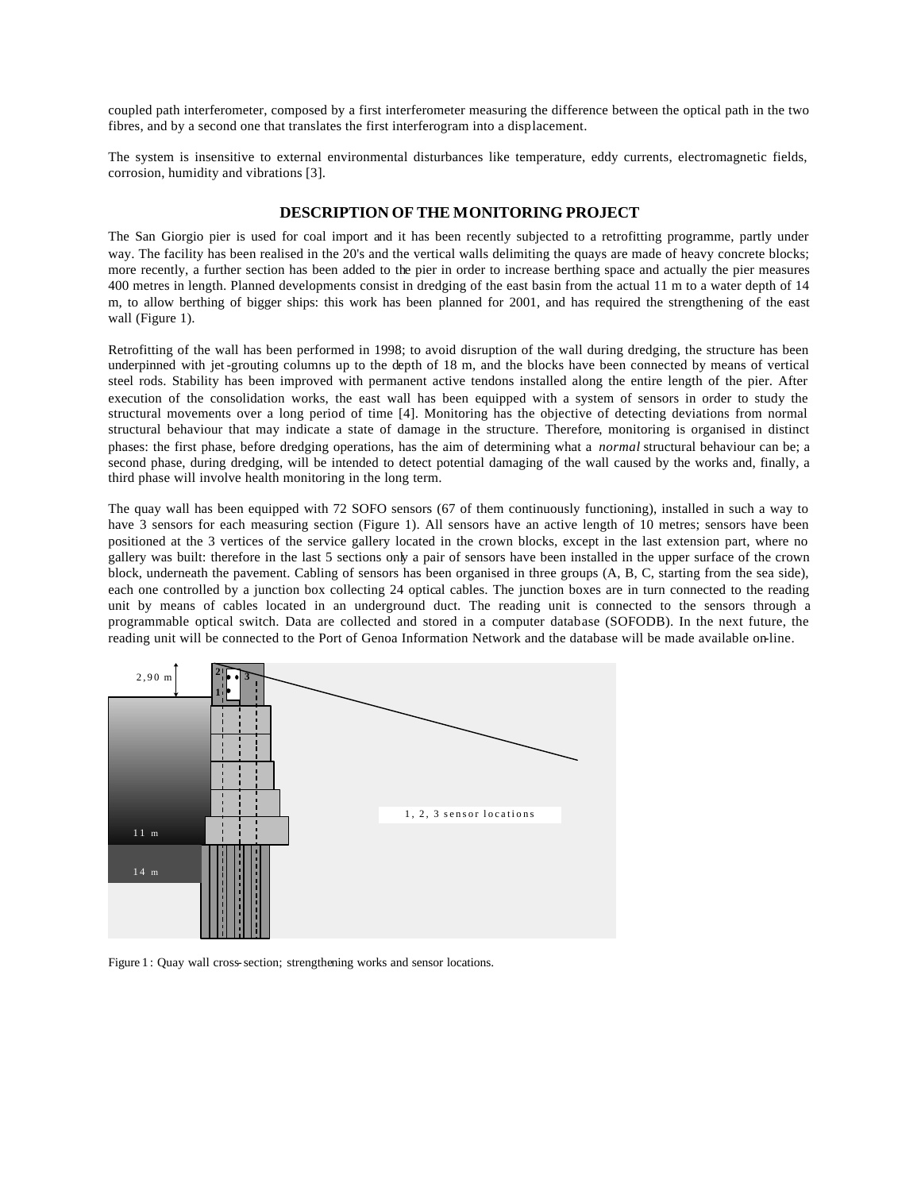coupled path interferometer, composed by a first interferometer measuring the difference between the optical path in the two fibres, and by a second one that translates the first interferogram into a displacement.

The system is insensitive to external environmental disturbances like temperature, eddy currents, electromagnetic fields, corrosion, humidity and vibrations [3].

## DESCRIPTION OF THE MONITORING PROJECT

The San Giorgio pier is used for coal import and it has been recently subjected to a retrofitting programme, partly under way. The facility has been realised in the 20's and the vertical walls delimiting the quays are made of heavy concrete blocks; more recently, a further section has been added to the pier in order to increase berthing space and actually the pier measures 400 metres in length. Planned developments consist in dredging of the east basin from the actual 11 m to a water depth of 14 m, to allow berthing of bigger ships: this work has been planned for 2001, and has required the strengthening of the east wall (Figure 1).

Retrofitting of the wall has been performed in 1998; to avoid disruption of the wall during dredging, the structure has been underpinned with jet-grouting columns up to the depth of 18 m, and the blocks have been connected by means of vertical steel rods. Stability has been improved with permanent active tendons installed along the entire length of the pier. After execution of the consolidation works, the east wall has been equipped with a system of sensors in order to study the structural movements over a long period of time [4]. Monitoring has the objective of detecting deviations from normal structural behaviour that may indicate a state of damage in the structure. Therefore, monitoring is organised in distinct phases: the first phase, before dredging operations, has the aim of determining what a *normal* structural behaviour can be; a second phase, during dredging, will be intended to detect potential damaging of the wall caused by the works and, finally, a third phase will involve health monitoring in the long term.

The quay wall has been equipped with 72 SOFO sensors (67 of them continuously functioning), installed in such a way to have 3 sensors for each measuring section (Figure 1). All sensors have an active length of 10 metres; sensors have been positioned at the 3 vertices of the service gallery located in the crown blocks, except in the last extension part, where no gallery was built: therefore in the last 5 sections only a pair of sensors have been installed in the upper surface of the crown block, underneath the pavement. Cabling of sensors has been organised in three groups (A, B, C, starting from the sea side), each one controlled by a junction box collecting 24 optical cables. The junction boxes are in turn connected to the reading unit by means of cables located in an underground duct. The reading unit is connected to the sensors through a programmable optical switch. Data are collected and stored in a computer database (SOFODB). In the next future, the reading unit will be connected to the Port of Genoa Information Network and the database will be made available on-line.

2,90 m

1, 2, 3 sensor locations

11 m

14 m

Figure 1: Quay wall cross-section; strengthening works and sensor locations.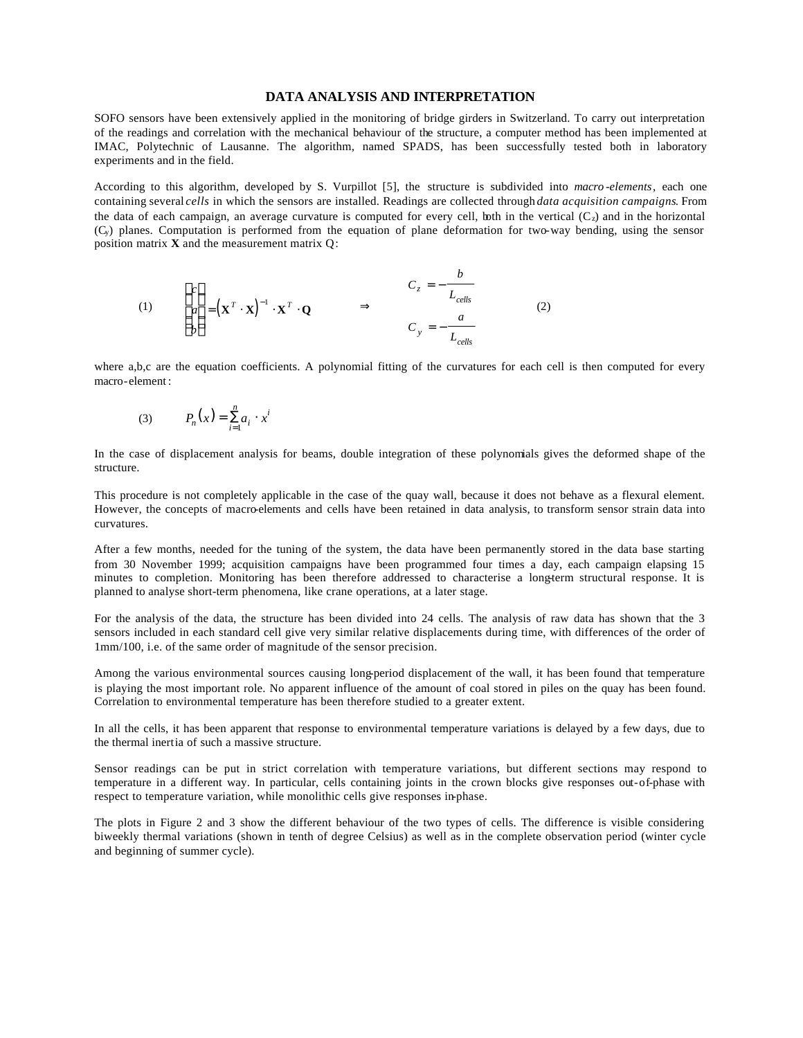## DATA ANALYSIS AND INTERPRETATION

SOFO sensors have been extensively applied in the monitoring of bridge girders in Switzerland. To carry out interpretation of the readings and correlation with the mechanical behaviour of the structure, a computer method has been implemented at IMAC, Polytechnic of Lausanne. The algorithm, named SPADS, has been successfully tested both in laboratory experiments and in the field.

According to this algorithm, developed by S. Vurpillot [5], the structure is subdivided into *macro-elements*, each one containing several *cells* in which the sensors are installed. Readings are collected through *data acquisition campaigns*. From the data of each campaign, an average curvature is computed for every cell, both in the vertical ($C_z$) and in the horizontal ($C_y$) planes. Computation is performed from the equation of plane deformation for two-way bending, using the sensor position matrix **X** and the measurement matrix Q:

$$
(1) \qquad \begin{Bmatrix} c \\ a \\ b \end{Bmatrix} = \left(\mathbf{X}^T \cdot \mathbf{X}\right)^{-1} \cdot \mathbf{X}^T \cdot \mathbf{Q} \qquad \Rightarrow \qquad \begin{aligned} C_z &= -\frac{b}{L_{cells}} \\ C_y &= -\frac{a}{L_{cells}} \end{aligned} \qquad (2)
$$

where a,b,c are the equation coefficients. A polynomial fitting of the curvatures for each cell is then computed for every macro-element:

$$
(3) \qquad P_n(x) = \sum_{i=1}^{n} a_i \cdot x^i
$$

In the case of displacement analysis for beams, double integration of these polynomials gives the deformed shape of the structure.

This procedure is not completely applicable in the case of the quay wall, because it does not behave as a flexural element. However, the concepts of macro-elements and cells have been retained in data analysis, to transform sensor strain data into curvatures.

After a few months, needed for the tuning of the system, the data have been permanently stored in the data base starting from 30 November 1999; acquisition campaigns have been programmed four times a day, each campaign elapsing 15 minutes to completion. Monitoring has been therefore addressed to characterise a long-term structural response. It is planned to analyse short-term phenomena, like crane operations, at a later stage.

For the analysis of the data, the structure has been divided into 24 cells. The analysis of raw data has shown that the 3 sensors included in each standard cell give very similar relative displacements during time, with differences of the order of 1mm/100, i.e. of the same order of magnitude of the sensor precision.

Among the various environmental sources causing long-period displacement of the wall, it has been found that temperature is playing the most important role. No apparent influence of the amount of coal stored in piles on the quay has been found. Correlation to environmental temperature has been therefore studied to a greater extent.

In all the cells, it has been apparent that response to environmental temperature variations is delayed by a few days, due to the thermal inertia of such a massive structure.

Sensor readings can be put in strict correlation with temperature variations, but different sections may respond to temperature in a different way. In particular, cells containing joints in the crown blocks give responses out-of-phase with respect to temperature variation, while monolithic cells give responses in-phase.

The plots in Figure 2 and 3 show the different behaviour of the two types of cells. The difference is visible considering biweekly thermal variations (shown in tenth of degree Celsius) as well as in the complete observation period (winter cycle and beginning of summer cycle).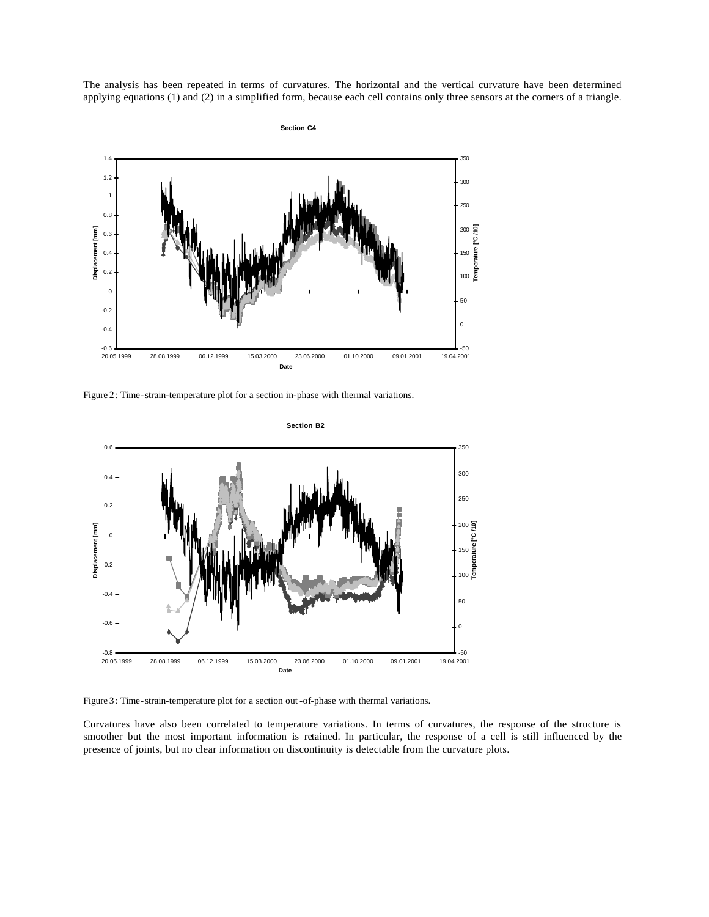The analysis has been repeated in terms of curvatures. The horizontal and the vertical curvature have been determined applying equations (1) and (2) in a simplified form, because each cell contains only three sensors at the corners of a triangle.

Figure 2 : Time-strain-temperature plot for a section in-phase with thermal variations.

Figure 3 : Time-strain-temperature plot for a section out-of-phase with thermal variations.

Curvatures have also been correlated to temperature variations. In terms of curvatures, the response of the structure is smoother but the most important information is retained. In particular, the response of a cell is still influenced by the presence of joints, but no clear information on discontinuity is detectable from the curvature plots.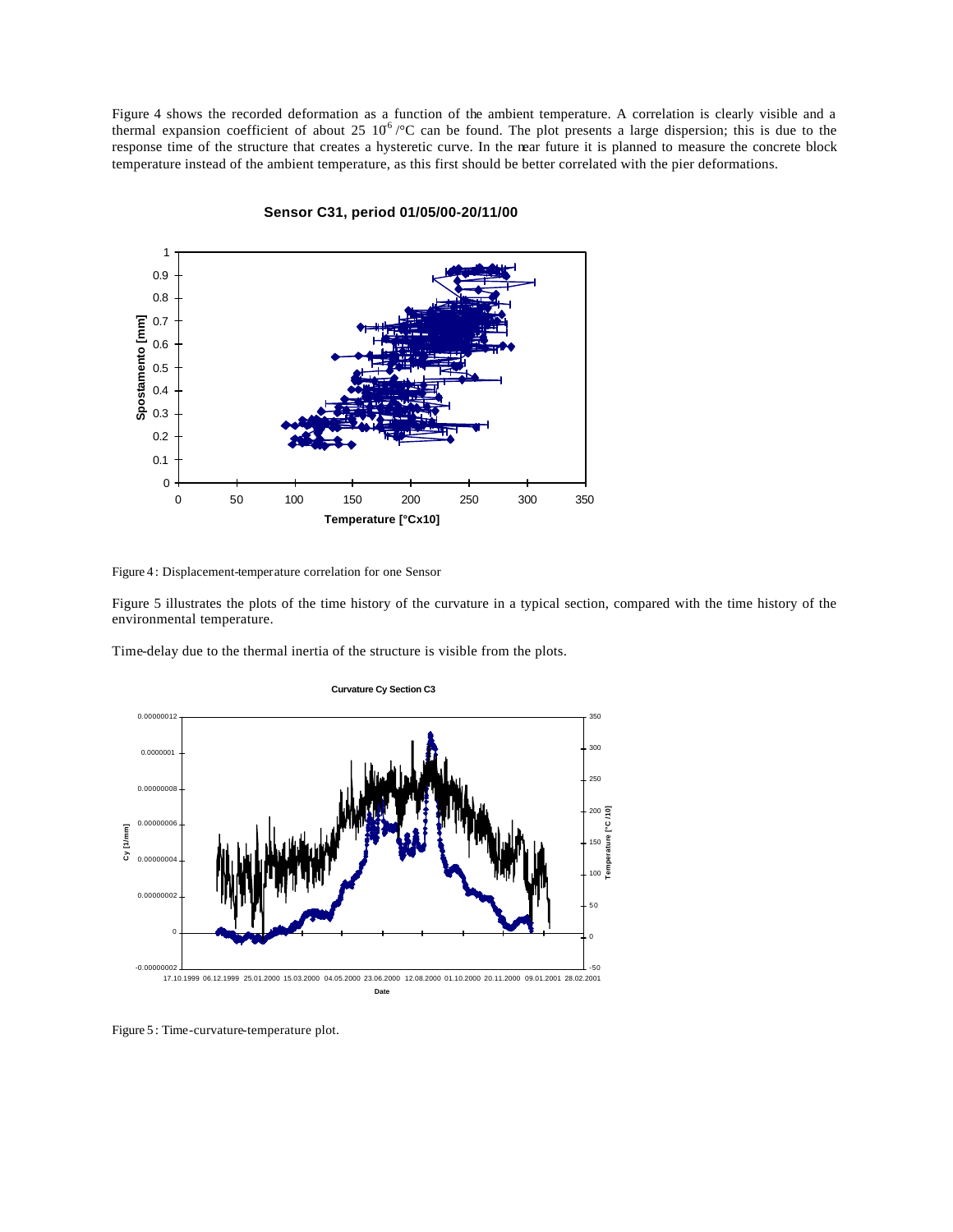Figure 4 shows the recorded deformation as a function of the ambient temperature. A correlation is clearly visible and a thermal expansion coefficient of about 25 $10^{6}$ /°C can be found. The plot presents a large dispersion; this is due to the response time of the structure that creates a hysteretic curve. In the near future it is planned to measure the concrete block temperature instead of the ambient temperature, as this first should be better correlated with the pier deformations.

Figure 4 : Displacement-temperature correlation for one Sensor

Figure 5 illustrates the plots of the time history of the curvature in a typical section, compared with the time history of the environmental temperature.

Time-delay due to the thermal inertia of the structure is visible from the plots.

Figure 5 : Time-curvature-temperature plot.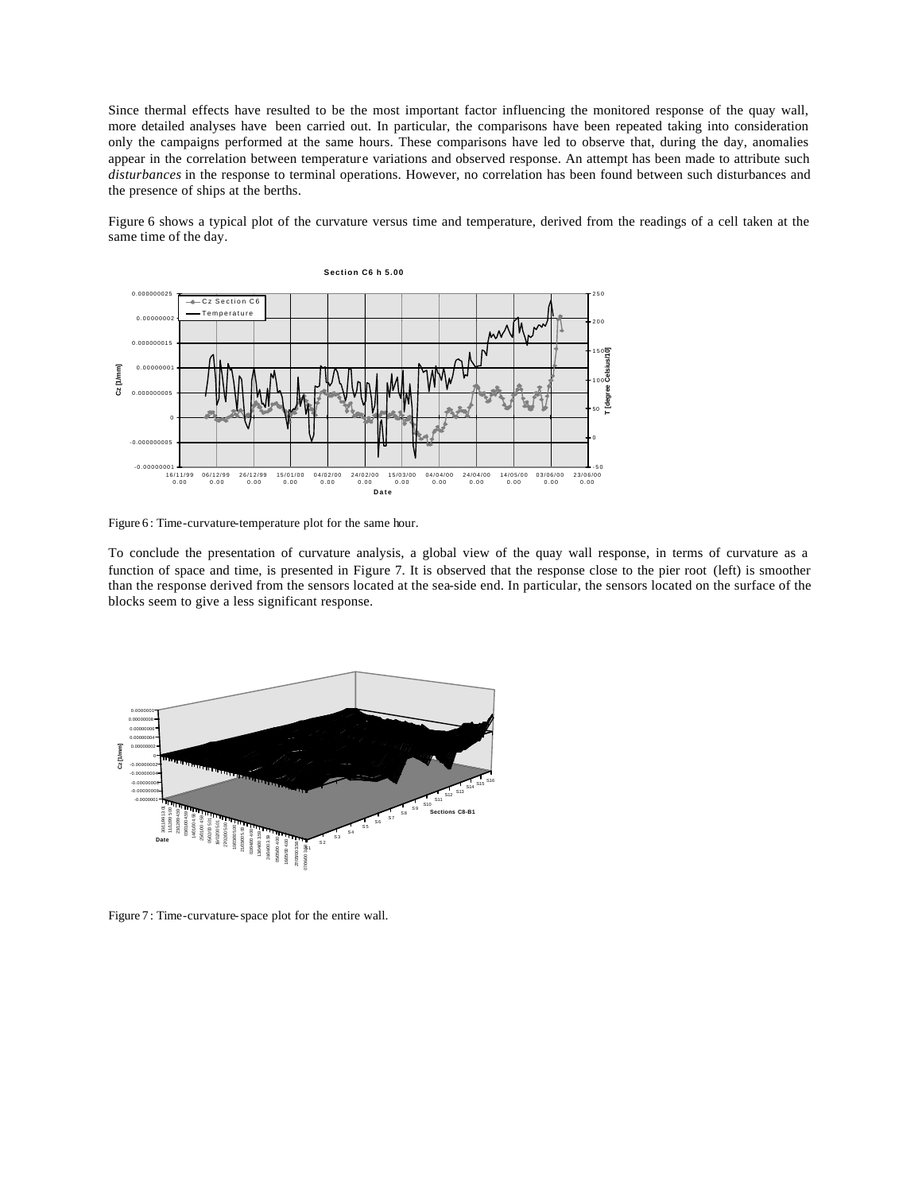Since thermal effects have resulted to be the most important factor influencing the monitored response of the quay wall, more detailed analyses have been carried out. In particular, the comparisons have been repeated taking into consideration only the campaigns performed at the same hours. These comparisons have led to observe that, during the day, anomalies appear in the correlation between temperature variations and observed response. An attempt has been made to attribute such *disturbances* in the response to terminal operations. However, no correlation has been found between such disturbances and the presence of ships at the berths.

Figure 6 shows a typical plot of the curvature versus time and temperature, derived from the readings of a cell taken at the same time of the day.

Figure 6 : Time-curvature-temperature plot for the same hour.

To conclude the presentation of curvature analysis, a global view of the quay wall response, in terms of curvature as a function of space and time, is presented in Figure 7. It is observed that the response close to the pier root (left) is smoother than the response derived from the sensors located at the sea-side end. In particular, the sensors located on the surface of the blocks seem to give a less significant response.

Figure 7 : Time-curvature-space plot for the entire wall.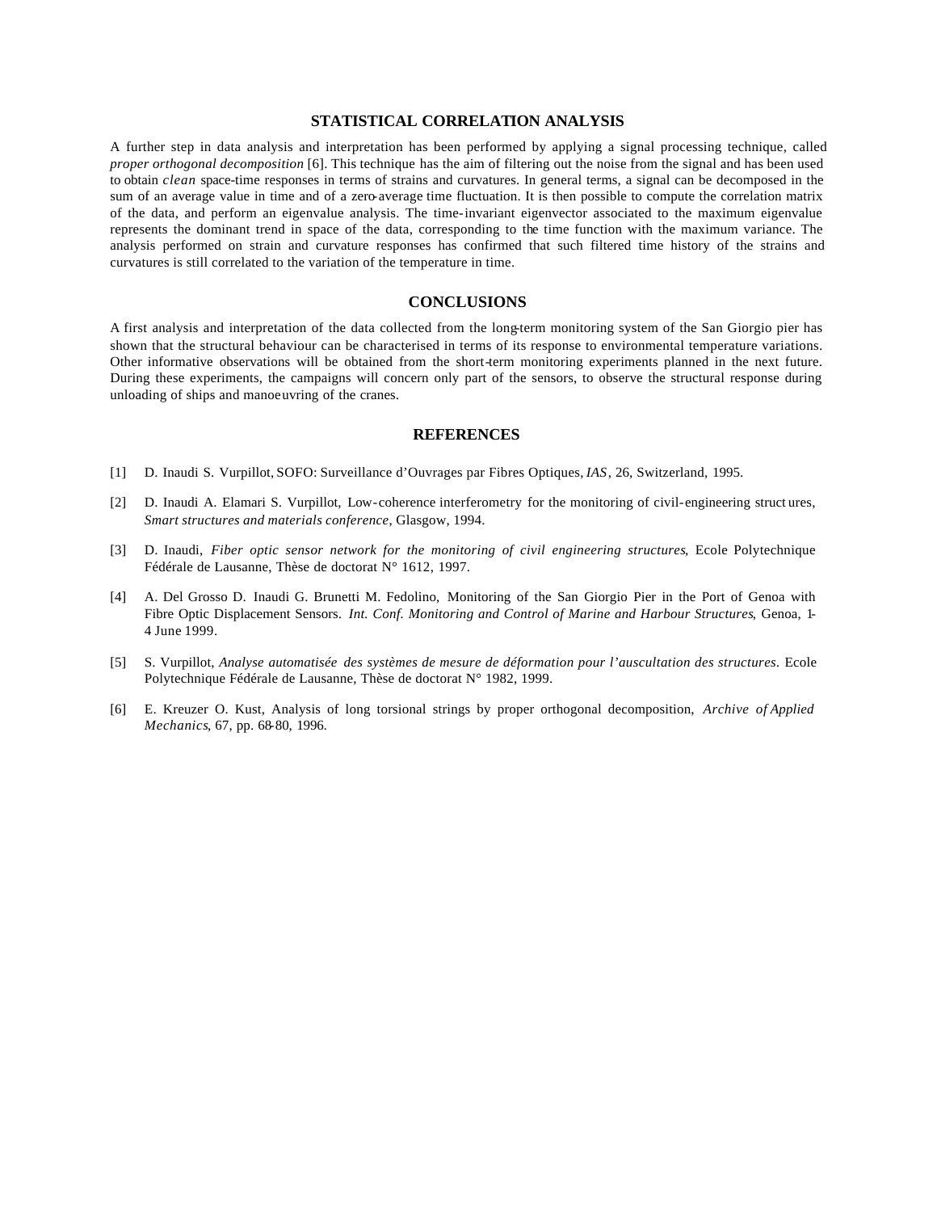## STATISTICAL CORRELATION ANALYSIS

A further step in data analysis and interpretation has been performed by applying a signal processing technique, called *proper orthogonal decomposition* [6]. This technique has the aim of filtering out the noise from the signal and has been used to obtain *clean* space-time responses in terms of strains and curvatures. In general terms, a signal can be decomposed in the sum of an average value in time and of a zero-average time fluctuation. It is then possible to compute the correlation matrix of the data, and perform an eigenvalue analysis. The time-invariant eigenvector associated to the maximum eigenvalue represents the dominant trend in space of the data, corresponding to the time function with the maximum variance. The analysis performed on strain and curvature responses has confirmed that such filtered time history of the strains and curvatures is still correlated to the variation of the temperature in time.

## CONCLUSIONS

A first analysis and interpretation of the data collected from the long-term monitoring system of the San Giorgio pier has shown that the structural behaviour can be characterised in terms of its response to environmental temperature variations. Other informative observations will be obtained from the short-term monitoring experiments planned in the next future. During these experiments, the campaigns will concern only part of the sensors, to observe the structural response during unloading of ships and manoeuvring of the cranes.

## REFERENCES

[1] D. Inaudi S. Vurpillot, SOFO: Surveillance d'Ouvrages par Fibres Optiques, *IAS*, 26, Switzerland, 1995.

[2] D. Inaudi A. Elamari S. Vurpillot, Low-coherence interferometry for the monitoring of civil-engineering structures, *Smart structures and materials conference*, Glasgow, 1994.

[3] D. Inaudi, *Fiber optic sensor network for the monitoring of civil engineering structures*, Ecole Polytechnique Fédérale de Lausanne, Thèse de doctorat N° 1612, 1997.

[4] A. Del Grosso D. Inaudi G. Brunetti M. Fedolino, Monitoring of the San Giorgio Pier in the Port of Genoa with Fibre Optic Displacement Sensors. *Int. Conf. Monitoring and Control of Marine and Harbour Structures*, Genoa, 1-4 June 1999.

[5] S. Vurpillot, *Analyse automatisée des systèmes de mesure de déformation pour l'auscultation des structures*. Ecole Polytechnique Fédérale de Lausanne, Thèse de doctorat N° 1982, 1999.

[6] E. Kreuzer O. Kust, Analysis of long torsional strings by proper orthogonal decomposition, *Archive of Applied Mechanics*, 67, pp. 68-80, 1996.